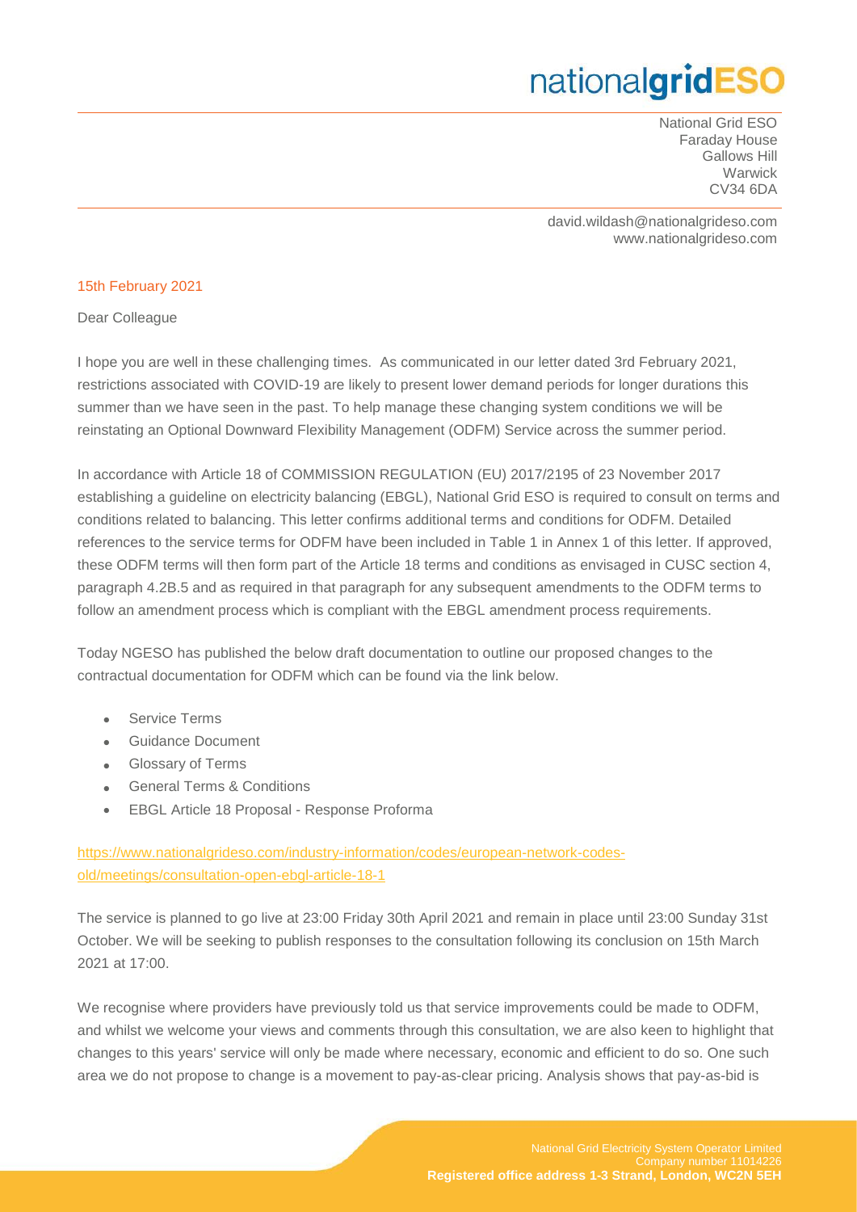# nationalgridESO

National Grid ESO
Faraday House
Gallows Hill
Warwick
CV34 6DA

david.wildash@nationalgrideso.com
www.nationalgrideso.com

15th February 2021

Dear Colleague

I hope you are well in these challenging times. As communicated in our letter dated 3rd February 2021, restrictions associated with COVID-19 are likely to present lower demand periods for longer durations this summer than we have seen in the past. To help manage these changing system conditions we will be reinstating an Optional Downward Flexibility Management (ODFM) Service across the summer period.

In accordance with Article 18 of COMMISSION REGULATION (EU) 2017/2195 of 23 November 2017 establishing a guideline on electricity balancing (EBGL), National Grid ESO is required to consult on terms and conditions related to balancing. This letter confirms additional terms and conditions for ODFM. Detailed references to the service terms for ODFM have been included in Table 1 in Annex 1 of this letter. If approved, these ODFM terms will then form part of the Article 18 terms and conditions as envisaged in CUSC section 4, paragraph 4.2B.5 and as required in that paragraph for any subsequent amendments to the ODFM terms to follow an amendment process which is compliant with the EBGL amendment process requirements.

Today NGESO has published the below draft documentation to outline our proposed changes to the contractual documentation for ODFM which can be found via the link below.

- Service Terms
- Guidance Document
- Glossary of Terms
- General Terms & Conditions
- EBGL Article 18 Proposal - Response Proforma

https://www.nationalgrideso.com/industry-information/codes/european-network-codes-old/meetings/consultation-open-ebgl-article-18-1

The service is planned to go live at 23:00 Friday 30th April 2021 and remain in place until 23:00 Sunday 31st October. We will be seeking to publish responses to the consultation following its conclusion on 15th March 2021 at 17:00.

We recognise where providers have previously told us that service improvements could be made to ODFM, and whilst we welcome your views and comments through this consultation, we are also keen to highlight that changes to this years' service will only be made where necessary, economic and efficient to do so. One such area we do not propose to change is a movement to pay-as-clear pricing. Analysis shows that pay-as-bid is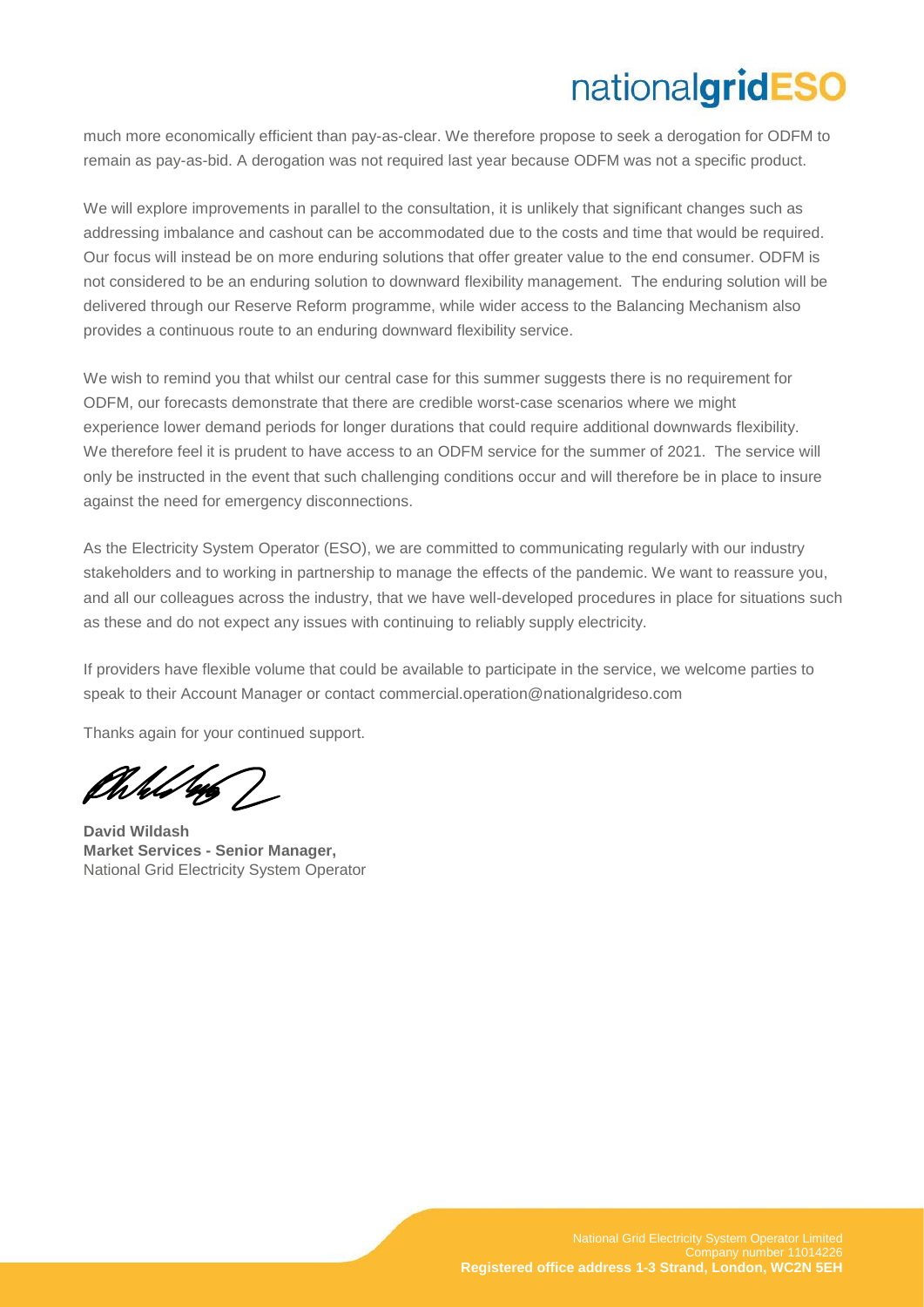much more economically efficient than pay-as-clear. We therefore propose to seek a derogation for ODFM to remain as pay-as-bid. A derogation was not required last year because ODFM was not a specific product.

We will explore improvements in parallel to the consultation, it is unlikely that significant changes such as addressing imbalance and cashout can be accommodated due to the costs and time that would be required. Our focus will instead be on more enduring solutions that offer greater value to the end consumer. ODFM is not considered to be an enduring solution to downward flexibility management. The enduring solution will be delivered through our Reserve Reform programme, while wider access to the Balancing Mechanism also provides a continuous route to an enduring downward flexibility service.

We wish to remind you that whilst our central case for this summer suggests there is no requirement for ODFM, our forecasts demonstrate that there are credible worst-case scenarios where we might experience lower demand periods for longer durations that could require additional downwards flexibility. We therefore feel it is prudent to have access to an ODFM service for the summer of 2021. The service will only be instructed in the event that such challenging conditions occur and will therefore be in place to insure against the need for emergency disconnections.

As the Electricity System Operator (ESO), we are committed to communicating regularly with our industry stakeholders and to working in partnership to manage the effects of the pandemic. We want to reassure you, and all our colleagues across the industry, that we have well-developed procedures in place for situations such as these and do not expect any issues with continuing to reliably supply electricity.

If providers have flexible volume that could be available to participate in the service, we welcome parties to speak to their Account Manager or contact commercial.operation@nationalgrideso.com

Thanks again for your continued support.

**David Wildash**
**Market Services - Senior Manager,**
National Grid Electricity System Operator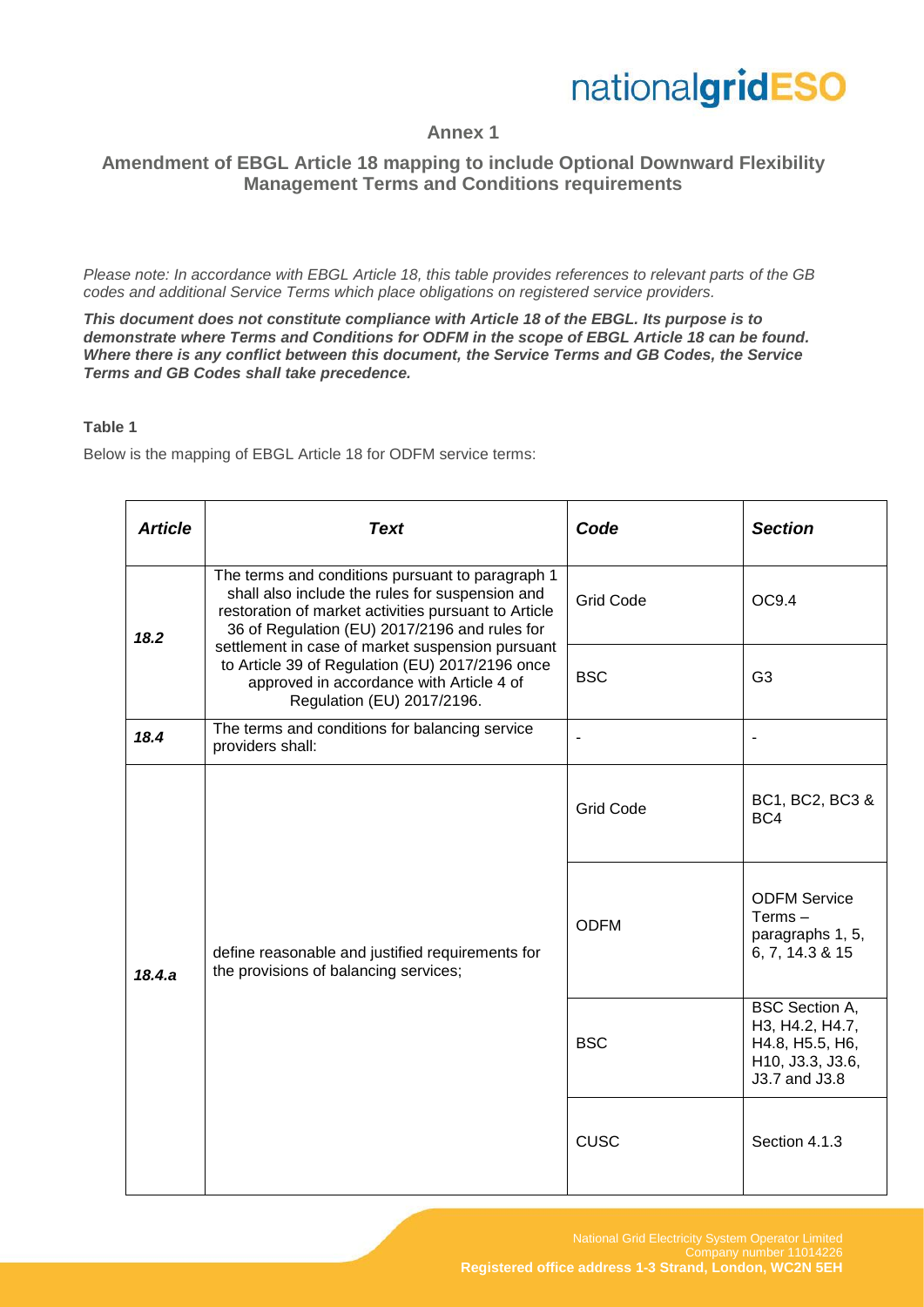## Annex 1

### Amendment of EBGL Article 18 mapping to include Optional Downward Flexibility Management Terms and Conditions requirements

*Please note: In accordance with EBGL Article 18, this table provides references to relevant parts of the GB codes and additional Service Terms which place obligations on registered service providers.*

***This document does not constitute compliance with Article 18 of the EBGL. Its purpose is to demonstrate where Terms and Conditions for ODFM in the scope of EBGL Article 18 can be found. Where there is any conflict between this document, the Service Terms and GB Codes, the Service Terms and GB Codes shall take precedence.***

**Table 1**

Below is the mapping of EBGL Article 18 for ODFM service terms:

| *Article* | *Text* | *Code* | *Section* |
|---|---|---|---|
| ***18.2*** | The terms and conditions pursuant to paragraph 1 shall also include the rules for suspension and restoration of market activities pursuant to Article 36 of Regulation (EU) 2017/2196 and rules for settlement in case of market suspension pursuant to Article 39 of Regulation (EU) 2017/2196 once approved in accordance with Article 4 of Regulation (EU) 2017/2196. | Grid Code | OC9.4 |
| | | BSC | G3 |
| ***18.4*** | The terms and conditions for balancing service providers shall: | - | - |
| ***18.4.a*** | define reasonable and justified requirements for the provisions of balancing services; | Grid Code | BC1, BC2, BC3 & BC4 |
| | | ODFM | ODFM Service Terms – paragraphs 1, 5, 6, 7, 14.3 & 15 |
| | | BSC | BSC Section A, H3, H4.2, H4.7, H4.8, H5.5, H6, H10, J3.3, J3.6, J3.7 and J3.8 |
| | | CUSC | Section 4.1.3 |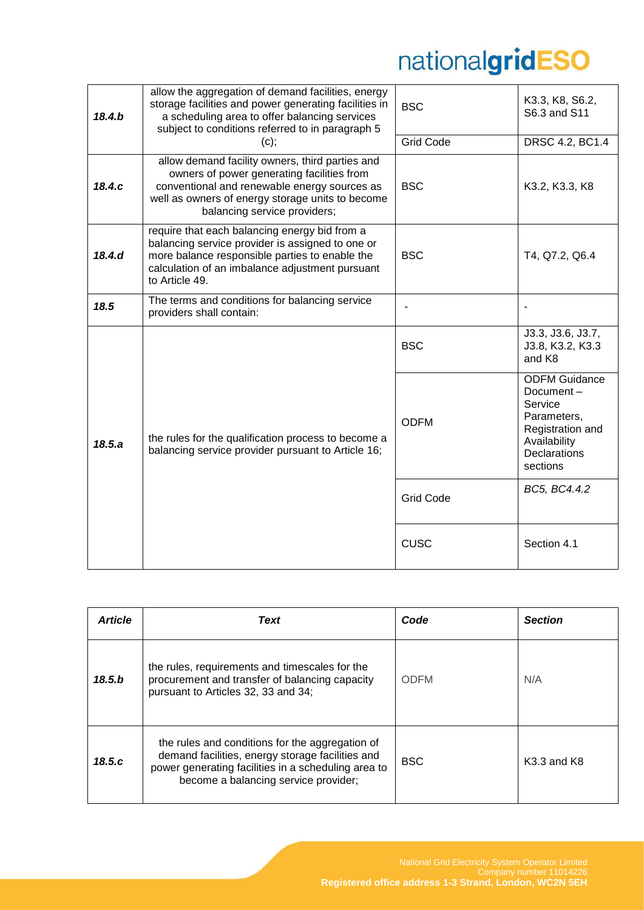| Article | Text | Code | Section |
|---|---|---|---|
| ***18.4.b*** | allow the aggregation of demand facilities, energy storage facilities and power generating facilities in a scheduling area to offer balancing services subject to conditions referred to in paragraph 5 (c); | BSC | K3.3, K8, S6.2, S6.3 and S11 |
| | | Grid Code | DRSC 4.2, BC1.4 |
| ***18.4.c*** | allow demand facility owners, third parties and owners of power generating facilities from conventional and renewable energy sources as well as owners of energy storage units to become balancing service providers; | BSC | K3.2, K3.3, K8 |
| ***18.4.d*** | require that each balancing energy bid from a balancing service provider is assigned to one or more balance responsible parties to enable the calculation of an imbalance adjustment pursuant to Article 49. | BSC | T4, Q7.2, Q6.4 |
| ***18.5*** | The terms and conditions for balancing service providers shall contain: | - | - |
| ***18.5.a*** | the rules for the qualification process to become a balancing service provider pursuant to Article 16; | BSC | J3.3, J3.6, J3.7, J3.8, K3.2, K3.3 and K8 |
| | | ODFM | ODFM Guidance Document – Service Parameters, Registration and Availability Declarations sections |
| | | Grid Code | *BC5, BC4.4.2* |
| | | CUSC | Section 4.1 |
| ***18.5.b*** | the rules, requirements and timescales for the procurement and transfer of balancing capacity pursuant to Articles 32, 33 and 34; | ODFM | N/A |
| ***18.5.c*** | the rules and conditions for the aggregation of demand facilities, energy storage facilities and power generating facilities in a scheduling area to become a balancing service provider; | BSC | K3.3 and K8 |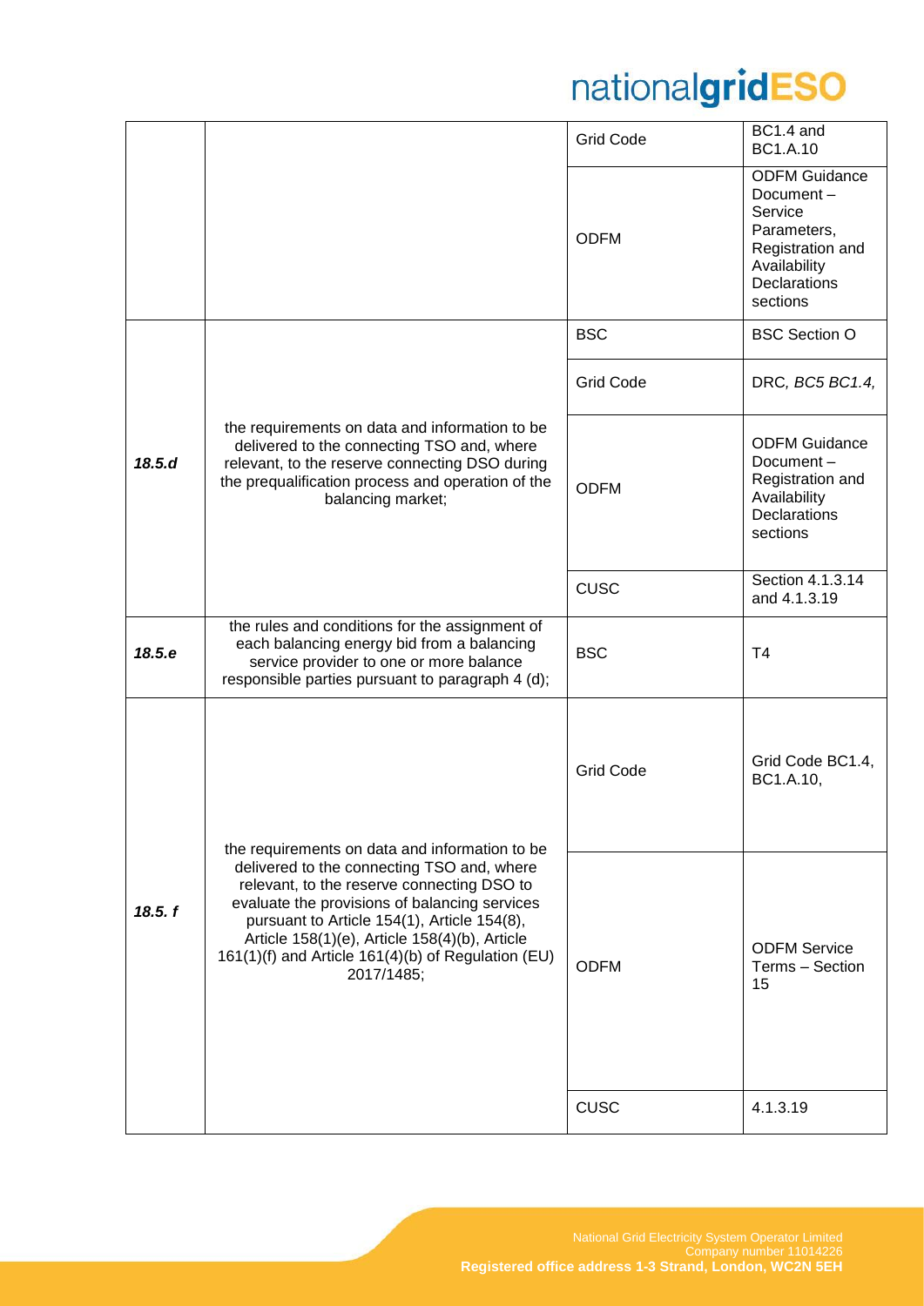| | | | |
|---|---|---|---|
| | | Grid Code | BC1.4 and BC1.A.10 |
| | | ODFM | ODFM Guidance Document – Service Parameters, Registration and Availability Declarations sections |
| ***18.5.d*** | the requirements on data and information to be delivered to the connecting TSO and, where relevant, to the reserve connecting DSO during the prequalification process and operation of the balancing market; | BSC | BSC Section O |
| | | Grid Code | DRC, *BC5 BC1.4,* |
| | | ODFM | ODFM Guidance Document – Registration and Availability Declarations sections |
| | | CUSC | Section 4.1.3.14 and 4.1.3.19 |
| ***18.5.e*** | the rules and conditions for the assignment of each balancing energy bid from a balancing service provider to one or more balance responsible parties pursuant to paragraph 4 (d); | BSC | T4 |
| ***18.5. f*** | the requirements on data and information to be delivered to the connecting TSO and, where relevant, to the reserve connecting DSO to evaluate the provisions of balancing services pursuant to Article 154(1), Article 154(8), Article 158(1)(e), Article 158(4)(b), Article 161(1)(f) and Article 161(4)(b) of Regulation (EU) 2017/1485; | Grid Code | Grid Code BC1.4, BC1.A.10, |
| | | ODFM | ODFM Service Terms – Section 15 |
| | | CUSC | 4.1.3.19 |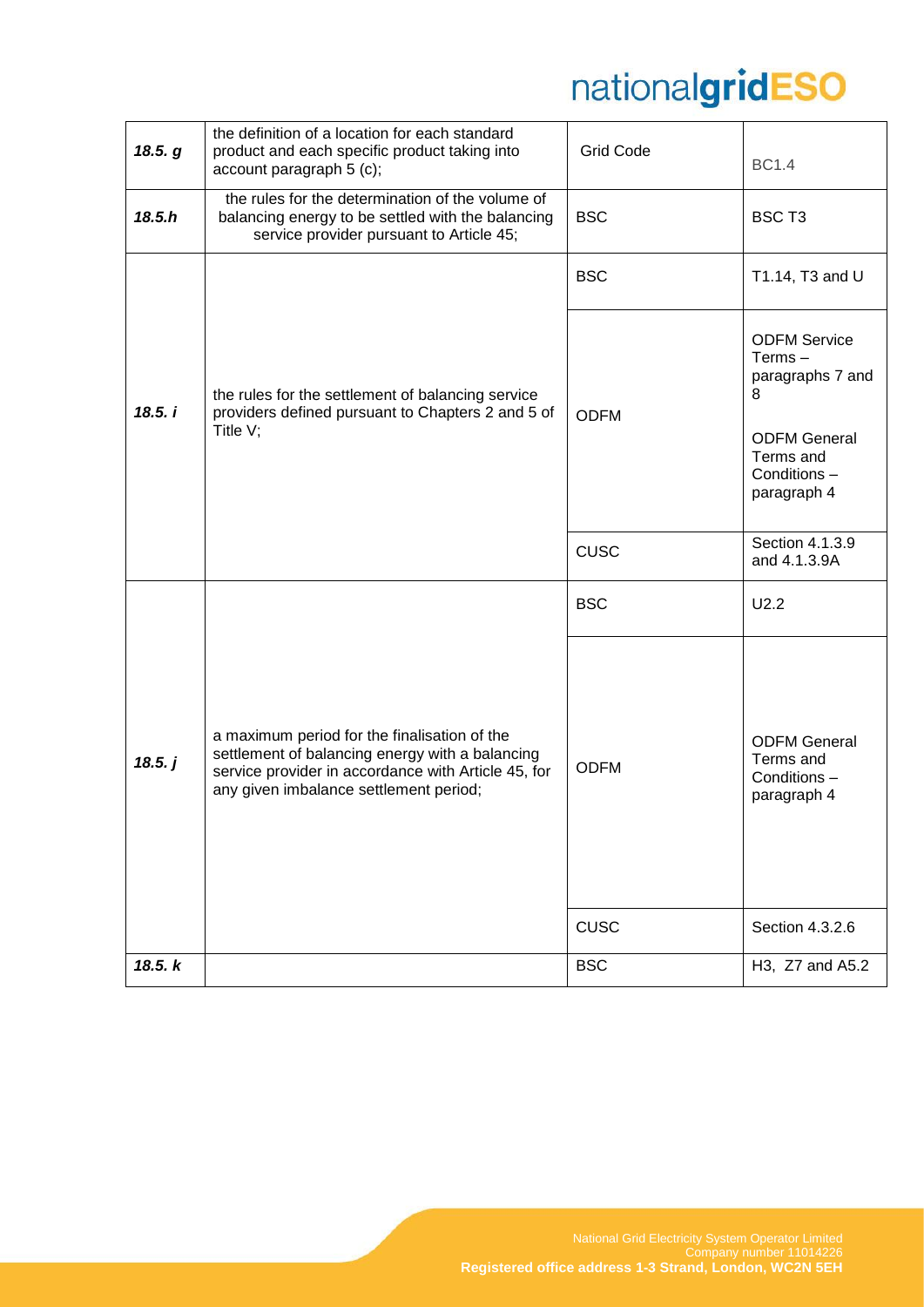| | | | |
|---|---|---|---|
| ***18.5. g*** | the definition of a location for each standard product and each specific product taking into account paragraph 5 (c); | Grid Code | BC1.4 |
| ***18.5.h*** | the rules for the determination of the volume of balancing energy to be settled with the balancing service provider pursuant to Article 45; | BSC | BSC T3 |
| ***18.5. i*** | the rules for the settlement of balancing service providers defined pursuant to Chapters 2 and 5 of Title V; | BSC | T1.14, T3 and U |
| | | ODFM | ODFM Service Terms – paragraphs 7 and 8<br><br>ODFM General Terms and Conditions – paragraph 4 |
| | | CUSC | Section 4.1.3.9 and 4.1.3.9A |
| ***18.5. j*** | a maximum period for the finalisation of the settlement of balancing energy with a balancing service provider in accordance with Article 45, for any given imbalance settlement period; | BSC | U2.2 |
| | | ODFM | ODFM General Terms and Conditions – paragraph 4 |
| | | CUSC | Section 4.3.2.6 |
| ***18.5. k*** | | BSC | H3, Z7 and A5.2 |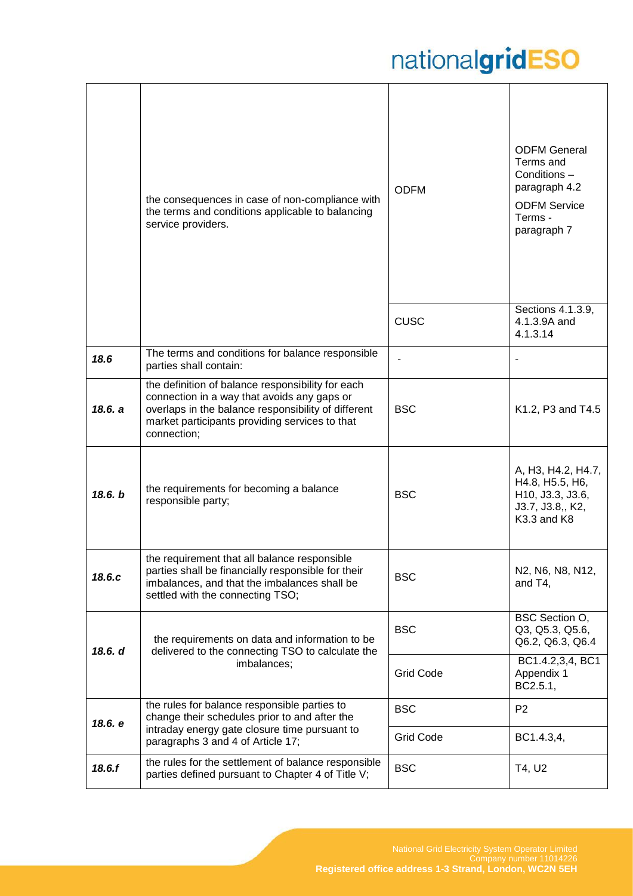| | | | |
|---|---|---|---|
| | the consequences in case of non-compliance with the terms and conditions applicable to balancing service providers. | ODFM | ODFM General Terms and Conditions – paragraph 4.2<br>ODFM Service Terms - paragraph 7 |
| | | CUSC | Sections 4.1.3.9, 4.1.3.9A and 4.1.3.14 |
| ***18.6*** | The terms and conditions for balance responsible parties shall contain: | - | - |
| ***18.6. a*** | the definition of balance responsibility for each connection in a way that avoids any gaps or overlaps in the balance responsibility of different market participants providing services to that connection; | BSC | K1.2, P3 and T4.5 |
| ***18.6. b*** | the requirements for becoming a balance responsible party; | BSC | A, H3, H4.2, H4.7, H4.8, H5.5, H6, H10, J3.3, J3.6, J3.7, J3.8,, K2, K3.3 and K8 |
| ***18.6.c*** | the requirement that all balance responsible parties shall be financially responsible for their imbalances, and that the imbalances shall be settled with the connecting TSO; | BSC | N2, N6, N8, N12, and T4, |
| ***18.6. d*** | the requirements on data and information to be delivered to the connecting TSO to calculate the imbalances; | BSC | BSC Section O, Q3, Q5.3, Q5.6, Q6.2, Q6.3, Q6.4 |
| | | Grid Code | BC1.4.2,3,4, BC1 Appendix 1 BC2.5.1, |
| ***18.6. e*** | the rules for balance responsible parties to change their schedules prior to and after the intraday energy gate closure time pursuant to paragraphs 3 and 4 of Article 17; | BSC | P2 |
| | | Grid Code | BC1.4.3,4, |
| ***18.6.f*** | the rules for the settlement of balance responsible parties defined pursuant to Chapter 4 of Title V; | BSC | T4, U2 |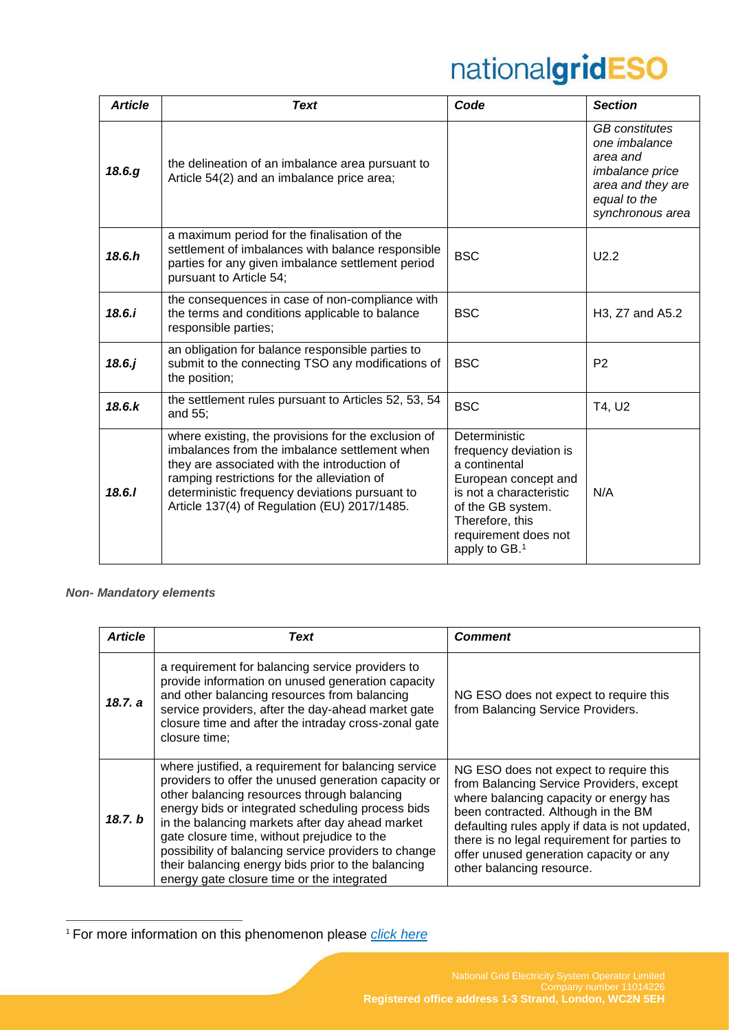| *Article* | *Text* | *Code* | *Section* |
|---|---|---|---|
| ***18.6.g*** | the delineation of an imbalance area pursuant to Article 54(2) and an imbalance price area; | | *GB constitutes one imbalance area and imbalance price area and they are equal to the synchronous area* |
| ***18.6.h*** | a maximum period for the finalisation of the settlement of imbalances with balance responsible parties for any given imbalance settlement period pursuant to Article 54; | BSC | U2.2 |
| ***18.6.i*** | the consequences in case of non-compliance with the terms and conditions applicable to balance responsible parties; | BSC | H3, Z7 and A5.2 |
| ***18.6.j*** | an obligation for balance responsible parties to submit to the connecting TSO any modifications of the position; | BSC | P2 |
| ***18.6.k*** | the settlement rules pursuant to Articles 52, 53, 54 and 55; | BSC | T4, U2 |
| ***18.6.l*** | where existing, the provisions for the exclusion of imbalances from the imbalance settlement when they are associated with the introduction of ramping restrictions for the alleviation of deterministic frequency deviations pursuant to Article 137(4) of Regulation (EU) 2017/1485. | Deterministic frequency deviation is a continental European concept and is not a characteristic of the GB system. Therefore, this requirement does not apply to GB.[1] | N/A |

***Non- Mandatory elements***

| *Article* | *Text* | *Comment* |
|---|---|---|
| ***18.7. a*** | a requirement for balancing service providers to provide information on unused generation capacity and other balancing resources from balancing service providers, after the day-ahead market gate closure time and after the intraday cross-zonal gate closure time; | NG ESO does not expect to require this from Balancing Service Providers. |
| ***18.7. b*** | where justified, a requirement for balancing service providers to offer the unused generation capacity or other balancing resources through balancing energy bids or integrated scheduling process bids in the balancing markets after day ahead market gate closure time, without prejudice to the possibility of balancing service providers to change their balancing energy bids prior to the balancing energy gate closure time or the integrated | NG ESO does not expect to require this from Balancing Service Providers, except where balancing capacity or energy has been contracted. Although in the BM defaulting rules apply if data is not updated, there is no legal requirement for parties to offer unused generation capacity or any other balancing resource. |

[1] For more information on this phenomenon please *click here*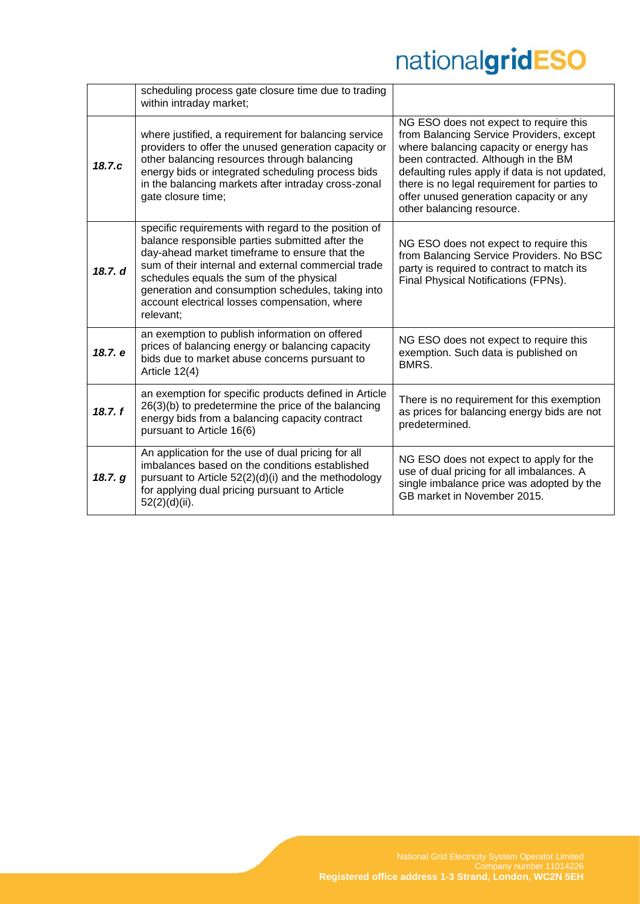| | | |
|---|---|---|
| | scheduling process gate closure time due to trading within intraday market; | |
| ***18.7.c*** | where justified, a requirement for balancing service providers to offer the unused generation capacity or other balancing resources through balancing energy bids or integrated scheduling process bids in the balancing markets after intraday cross-zonal gate closure time; | NG ESO does not expect to require this from Balancing Service Providers, except where balancing capacity or energy has been contracted. Although in the BM defaulting rules apply if data is not updated, there is no legal requirement for parties to offer unused generation capacity or any other balancing resource. |
| ***18.7. d*** | specific requirements with regard to the position of balance responsible parties submitted after the day-ahead market timeframe to ensure that the sum of their internal and external commercial trade schedules equals the sum of the physical generation and consumption schedules, taking into account electrical losses compensation, where relevant; | NG ESO does not expect to require this from Balancing Service Providers. No BSC party is required to contract to match its Final Physical Notifications (FPNs). |
| ***18.7. e*** | an exemption to publish information on offered prices of balancing energy or balancing capacity bids due to market abuse concerns pursuant to Article 12(4) | NG ESO does not expect to require this exemption. Such data is published on BMRS. |
| ***18.7. f*** | an exemption for specific products defined in Article 26(3)(b) to predetermine the price of the balancing energy bids from a balancing capacity contract pursuant to Article 16(6) | There is no requirement for this exemption as prices for balancing energy bids are not predetermined. |
| ***18.7. g*** | An application for the use of dual pricing for all imbalances based on the conditions established pursuant to Article 52(2)(d)(i) and the methodology for applying dual pricing pursuant to Article 52(2)(d)(ii). | NG ESO does not expect to apply for the use of dual pricing for all imbalances. A single imbalance price was adopted by the GB market in November 2015. |